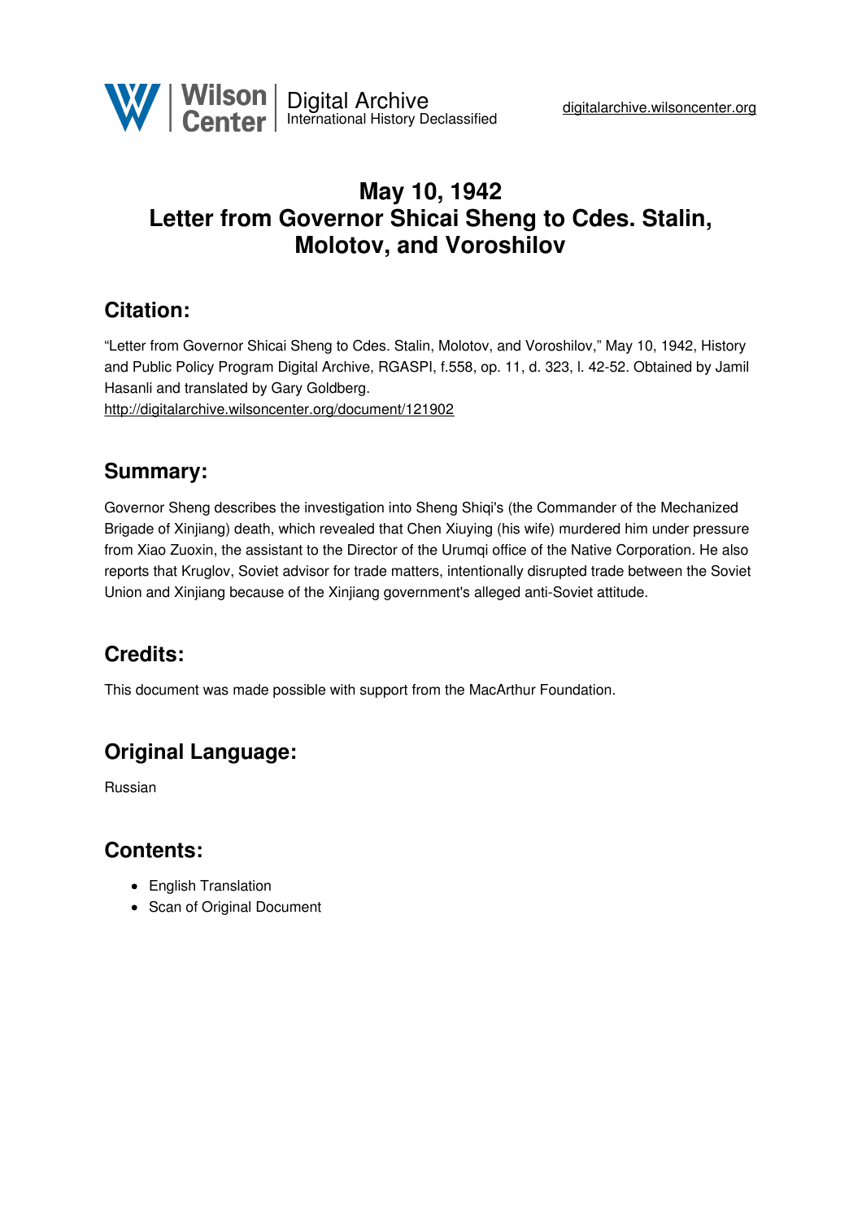# May 10, 1942
# Letter from Governor Shicai Sheng to Cdes. Stalin, Molotov, and Voroshilov

## Citation:

"Letter from Governor Shicai Sheng to Cdes. Stalin, Molotov, and Voroshilov," May 10, 1942, History and Public Policy Program Digital Archive, RGASPI, f.558, op. 11, d. 323, l. 42-52. Obtained by Jamil Hasanli and translated by Gary Goldberg.
http://digitalarchive.wilsoncenter.org/document/121902

## Summary:

Governor Sheng describes the investigation into Sheng Shiqi's (the Commander of the Mechanized Brigade of Xinjiang) death, which revealed that Chen Xiuying (his wife) murdered him under pressure from Xiao Zuoxin, the assistant to the Director of the Urumqi office of the Native Corporation. He also reports that Kruglov, Soviet advisor for trade matters, intentionally disrupted trade between the Soviet Union and Xinjiang because of the Xinjiang government's alleged anti-Soviet attitude.

## Credits:

This document was made possible with support from the MacArthur Foundation.

## Original Language:

Russian

## Contents:

- English Translation
- Scan of Original Document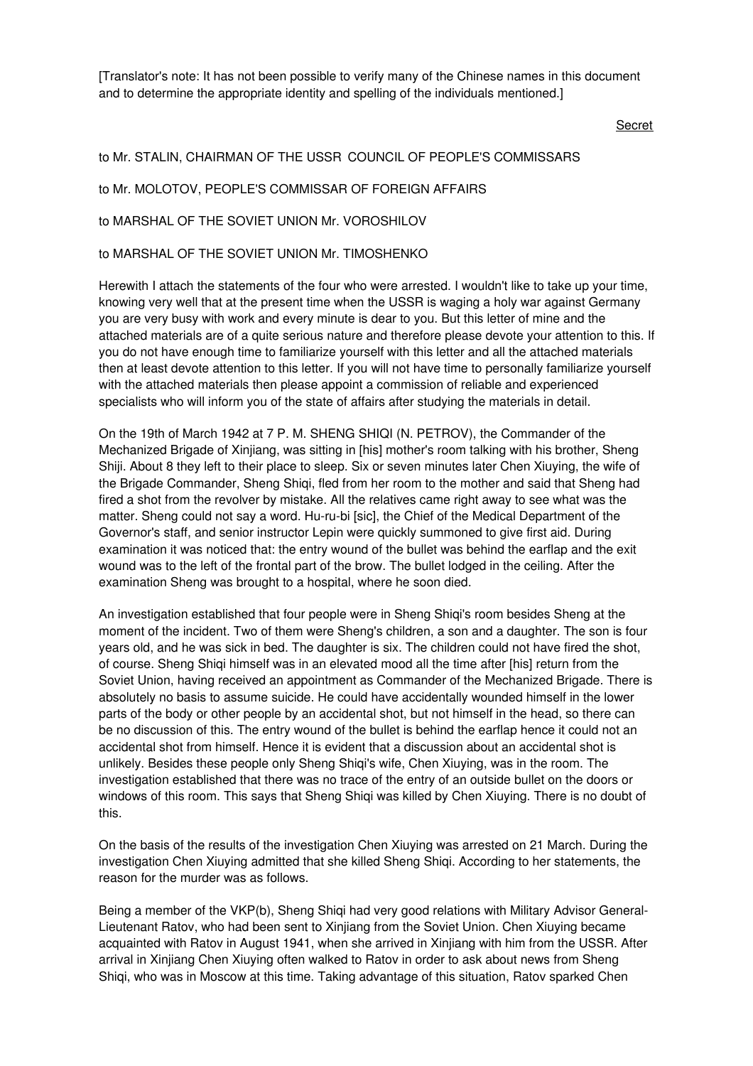[Translator's note: It has not been possible to verify many of the Chinese names in this document and to determine the appropriate identity and spelling of the individuals mentioned.]

Secret

to Mr. STALIN, CHAIRMAN OF THE USSR COUNCIL OF PEOPLE'S COMMISSARS

to Mr. MOLOTOV, PEOPLE'S COMMISSAR OF FOREIGN AFFAIRS

to MARSHAL OF THE SOVIET UNION Mr. VOROSHILOV

to MARSHAL OF THE SOVIET UNION Mr. TIMOSHENKO

Herewith I attach the statements of the four who were arrested. I wouldn't like to take up your time, knowing very well that at the present time when the USSR is waging a holy war against Germany you are very busy with work and every minute is dear to you. But this letter of mine and the attached materials are of a quite serious nature and therefore please devote your attention to this. If you do not have enough time to familiarize yourself with this letter and all the attached materials then at least devote attention to this letter. If you will not have time to personally familiarize yourself with the attached materials then please appoint a commission of reliable and experienced specialists who will inform you of the state of affairs after studying the materials in detail.

On the 19th of March 1942 at 7 P. M. SHENG SHIQI (N. PETROV), the Commander of the Mechanized Brigade of Xinjiang, was sitting in [his] mother's room talking with his brother, Sheng Shiji. About 8 they left to their place to sleep. Six or seven minutes later Chen Xiuying, the wife of the Brigade Commander, Sheng Shiqi, fled from her room to the mother and said that Sheng had fired a shot from the revolver by mistake. All the relatives came right away to see what was the matter. Sheng could not say a word. Hu-ru-bi [sic], the Chief of the Medical Department of the Governor's staff, and senior instructor Lepin were quickly summoned to give first aid. During examination it was noticed that: the entry wound of the bullet was behind the earflap and the exit wound was to the left of the frontal part of the brow. The bullet lodged in the ceiling. After the examination Sheng was brought to a hospital, where he soon died.

An investigation established that four people were in Sheng Shiqi's room besides Sheng at the moment of the incident. Two of them were Sheng's children, a son and a daughter. The son is four years old, and he was sick in bed. The daughter is six. The children could not have fired the shot, of course. Sheng Shiqi himself was in an elevated mood all the time after [his] return from the Soviet Union, having received an appointment as Commander of the Mechanized Brigade. There is absolutely no basis to assume suicide. He could have accidentally wounded himself in the lower parts of the body or other people by an accidental shot, but not himself in the head, so there can be no discussion of this. The entry wound of the bullet is behind the earflap hence it could not an accidental shot from himself. Hence it is evident that a discussion about an accidental shot is unlikely. Besides these people only Sheng Shiqi's wife, Chen Xiuying, was in the room. The investigation established that there was no trace of the entry of an outside bullet on the doors or windows of this room. This says that Sheng Shiqi was killed by Chen Xiuying. There is no doubt of this.

On the basis of the results of the investigation Chen Xiuying was arrested on 21 March. During the investigation Chen Xiuying admitted that she killed Sheng Shiqi. According to her statements, the reason for the murder was as follows.

Being a member of the VKP(b), Sheng Shiqi had very good relations with Military Advisor General-Lieutenant Ratov, who had been sent to Xinjiang from the Soviet Union. Chen Xiuying became acquainted with Ratov in August 1941, when she arrived in Xinjiang with him from the USSR. After arrival in Xinjiang Chen Xiuying often walked to Ratov in order to ask about news from Sheng Shiqi, who was in Moscow at this time. Taking advantage of this situation, Ratov sparked Chen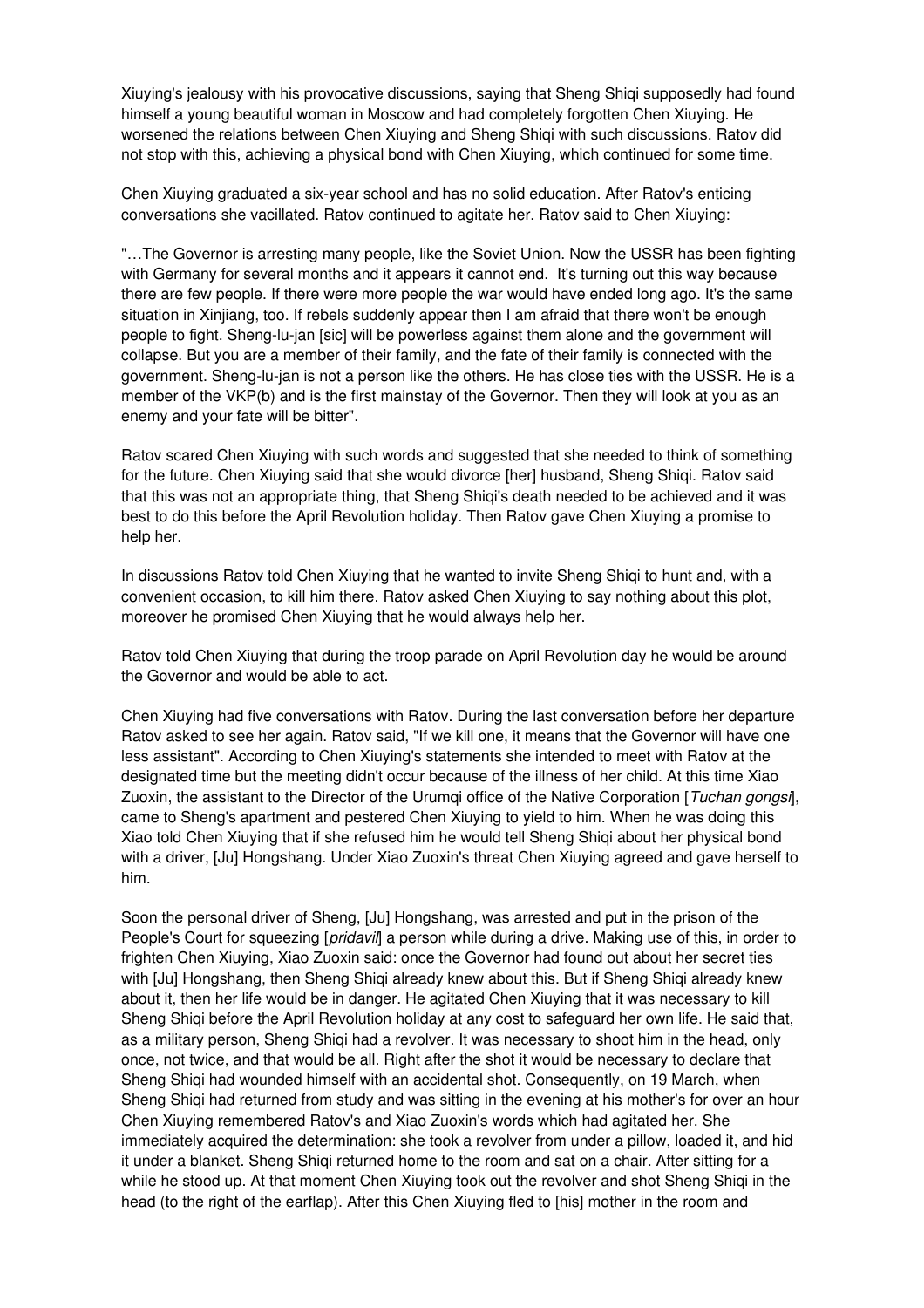Xiuying's jealousy with his provocative discussions, saying that Sheng Shiqi supposedly had found himself a young beautiful woman in Moscow and had completely forgotten Chen Xiuying. He worsened the relations between Chen Xiuying and Sheng Shiqi with such discussions. Ratov did not stop with this, achieving a physical bond with Chen Xiuying, which continued for some time.

Chen Xiuying graduated a six-year school and has no solid education. After Ratov's enticing conversations she vacillated. Ratov continued to agitate her. Ratov said to Chen Xiuying:

"…The Governor is arresting many people, like the Soviet Union. Now the USSR has been fighting with Germany for several months and it appears it cannot end. It's turning out this way because there are few people. If there were more people the war would have ended long ago. It's the same situation in Xinjiang, too. If rebels suddenly appear then I am afraid that there won't be enough people to fight. Sheng-lu-jan [sic] will be powerless against them alone and the government will collapse. But you are a member of their family, and the fate of their family is connected with the government. Sheng-lu-jan is not a person like the others. He has close ties with the USSR. He is a member of the VKP(b) and is the first mainstay of the Governor. Then they will look at you as an enemy and your fate will be bitter".

Ratov scared Chen Xiuying with such words and suggested that she needed to think of something for the future. Chen Xiuying said that she would divorce [her] husband, Sheng Shiqi. Ratov said that this was not an appropriate thing, that Sheng Shiqi's death needed to be achieved and it was best to do this before the April Revolution holiday. Then Ratov gave Chen Xiuying a promise to help her.

In discussions Ratov told Chen Xiuying that he wanted to invite Sheng Shiqi to hunt and, with a convenient occasion, to kill him there. Ratov asked Chen Xiuying to say nothing about this plot, moreover he promised Chen Xiuying that he would always help her.

Ratov told Chen Xiuying that during the troop parade on April Revolution day he would be around the Governor and would be able to act.

Chen Xiuying had five conversations with Ratov. During the last conversation before her departure Ratov asked to see her again. Ratov said, "If we kill one, it means that the Governor will have one less assistant". According to Chen Xiuying's statements she intended to meet with Ratov at the designated time but the meeting didn't occur because of the illness of her child. At this time Xiao Zuoxin, the assistant to the Director of the Urumqi office of the Native Corporation [*Tuchan gongsi*], came to Sheng's apartment and pestered Chen Xiuying to yield to him. When he was doing this Xiao told Chen Xiuying that if she refused him he would tell Sheng Shiqi about her physical bond with a driver, [Ju] Hongshang. Under Xiao Zuoxin's threat Chen Xiuying agreed and gave herself to him.

Soon the personal driver of Sheng, [Ju] Hongshang, was arrested and put in the prison of the People's Court for squeezing [*pridavil*] a person while during a drive. Making use of this, in order to frighten Chen Xiuying, Xiao Zuoxin said: once the Governor had found out about her secret ties with [Ju] Hongshang, then Sheng Shiqi already knew about this. But if Sheng Shiqi already knew about it, then her life would be in danger. He agitated Chen Xiuying that it was necessary to kill Sheng Shiqi before the April Revolution holiday at any cost to safeguard her own life. He said that, as a military person, Sheng Shiqi had a revolver. It was necessary to shoot him in the head, only once, not twice, and that would be all. Right after the shot it would be necessary to declare that Sheng Shiqi had wounded himself with an accidental shot. Consequently, on 19 March, when Sheng Shiqi had returned from study and was sitting in the evening at his mother's for over an hour Chen Xiuying remembered Ratov's and Xiao Zuoxin's words which had agitated her. She immediately acquired the determination: she took a revolver from under a pillow, loaded it, and hid it under a blanket. Sheng Shiqi returned home to the room and sat on a chair. After sitting for a while he stood up. At that moment Chen Xiuying took out the revolver and shot Sheng Shiqi in the head (to the right of the earflap). After this Chen Xiuying fled to [his] mother in the room and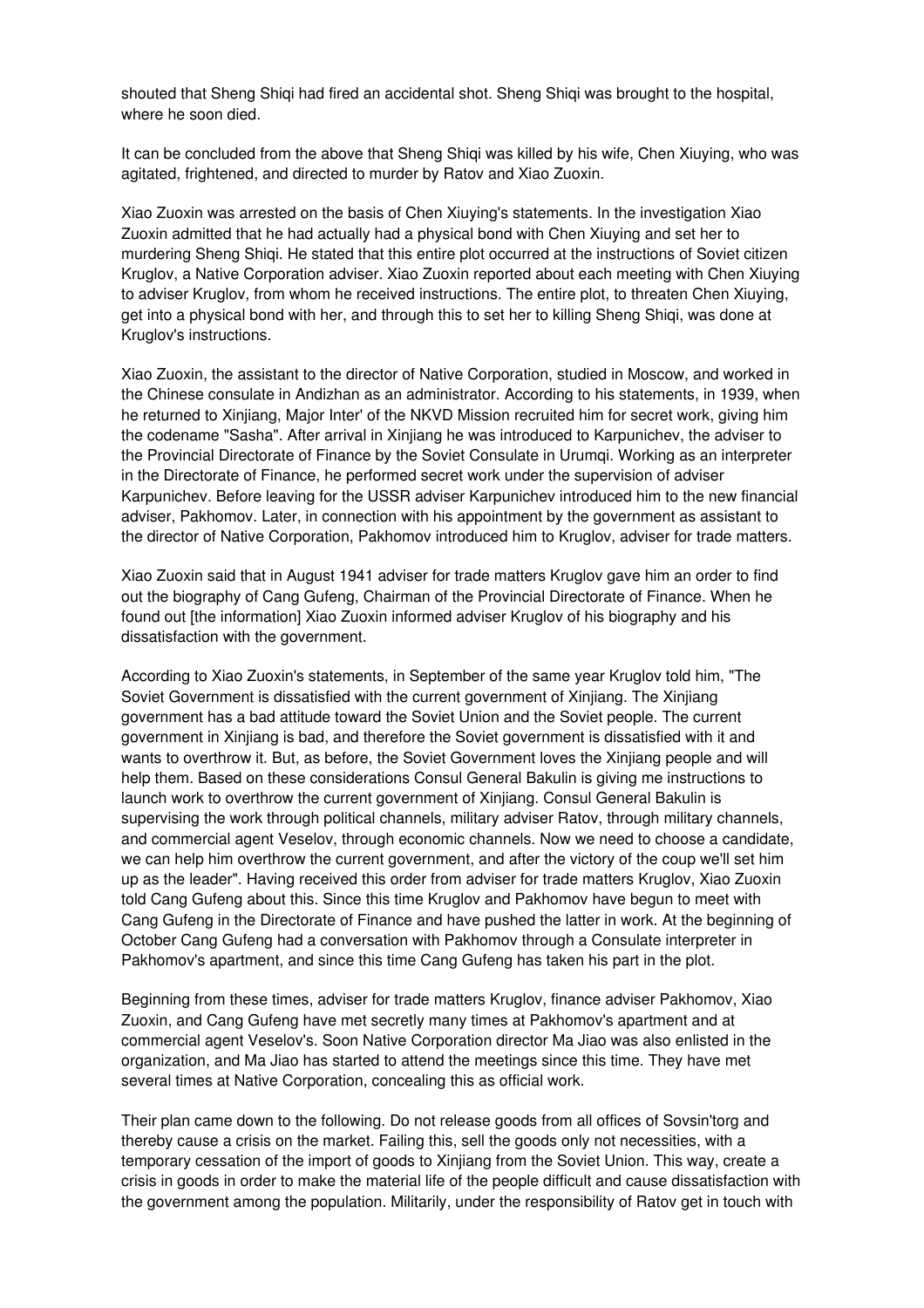shouted that Sheng Shiqi had fired an accidental shot. Sheng Shiqi was brought to the hospital, where he soon died.

It can be concluded from the above that Sheng Shiqi was killed by his wife, Chen Xiuying, who was agitated, frightened, and directed to murder by Ratov and Xiao Zuoxin.

Xiao Zuoxin was arrested on the basis of Chen Xiuying's statements. In the investigation Xiao Zuoxin admitted that he had actually had a physical bond with Chen Xiuying and set her to murdering Sheng Shiqi. He stated that this entire plot occurred at the instructions of Soviet citizen Kruglov, a Native Corporation adviser. Xiao Zuoxin reported about each meeting with Chen Xiuying to adviser Kruglov, from whom he received instructions. The entire plot, to threaten Chen Xiuying, get into a physical bond with her, and through this to set her to killing Sheng Shiqi, was done at Kruglov's instructions.

Xiao Zuoxin, the assistant to the director of Native Corporation, studied in Moscow, and worked in the Chinese consulate in Andizhan as an administrator. According to his statements, in 1939, when he returned to Xinjiang, Major Inter' of the NKVD Mission recruited him for secret work, giving him the codename "Sasha". After arrival in Xinjiang he was introduced to Karpunichev, the adviser to the Provincial Directorate of Finance by the Soviet Consulate in Urumqi. Working as an interpreter in the Directorate of Finance, he performed secret work under the supervision of adviser Karpunichev. Before leaving for the USSR adviser Karpunichev introduced him to the new financial adviser, Pakhomov. Later, in connection with his appointment by the government as assistant to the director of Native Corporation, Pakhomov introduced him to Kruglov, adviser for trade matters.

Xiao Zuoxin said that in August 1941 adviser for trade matters Kruglov gave him an order to find out the biography of Cang Gufeng, Chairman of the Provincial Directorate of Finance. When he found out [the information] Xiao Zuoxin informed adviser Kruglov of his biography and his dissatisfaction with the government.

According to Xiao Zuoxin's statements, in September of the same year Kruglov told him, "The Soviet Government is dissatisfied with the current government of Xinjiang. The Xinjiang government has a bad attitude toward the Soviet Union and the Soviet people. The current government in Xinjiang is bad, and therefore the Soviet government is dissatisfied with it and wants to overthrow it. But, as before, the Soviet Government loves the Xinjiang people and will help them. Based on these considerations Consul General Bakulin is giving me instructions to launch work to overthrow the current government of Xinjiang. Consul General Bakulin is supervising the work through political channels, military adviser Ratov, through military channels, and commercial agent Veselov, through economic channels. Now we need to choose a candidate, we can help him overthrow the current government, and after the victory of the coup we'll set him up as the leader". Having received this order from adviser for trade matters Kruglov, Xiao Zuoxin told Cang Gufeng about this. Since this time Kruglov and Pakhomov have begun to meet with Cang Gufeng in the Directorate of Finance and have pushed the latter in work. At the beginning of October Cang Gufeng had a conversation with Pakhomov through a Consulate interpreter in Pakhomov's apartment, and since this time Cang Gufeng has taken his part in the plot.

Beginning from these times, adviser for trade matters Kruglov, finance adviser Pakhomov, Xiao Zuoxin, and Cang Gufeng have met secretly many times at Pakhomov's apartment and at commercial agent Veselov's. Soon Native Corporation director Ma Jiao was also enlisted in the organization, and Ma Jiao has started to attend the meetings since this time. They have met several times at Native Corporation, concealing this as official work.

Their plan came down to the following. Do not release goods from all offices of Sovsin'torg and thereby cause a crisis on the market. Failing this, sell the goods only not necessities, with a temporary cessation of the import of goods to Xinjiang from the Soviet Union. This way, create a crisis in goods in order to make the material life of the people difficult and cause dissatisfaction with the government among the population. Militarily, under the responsibility of Ratov get in touch with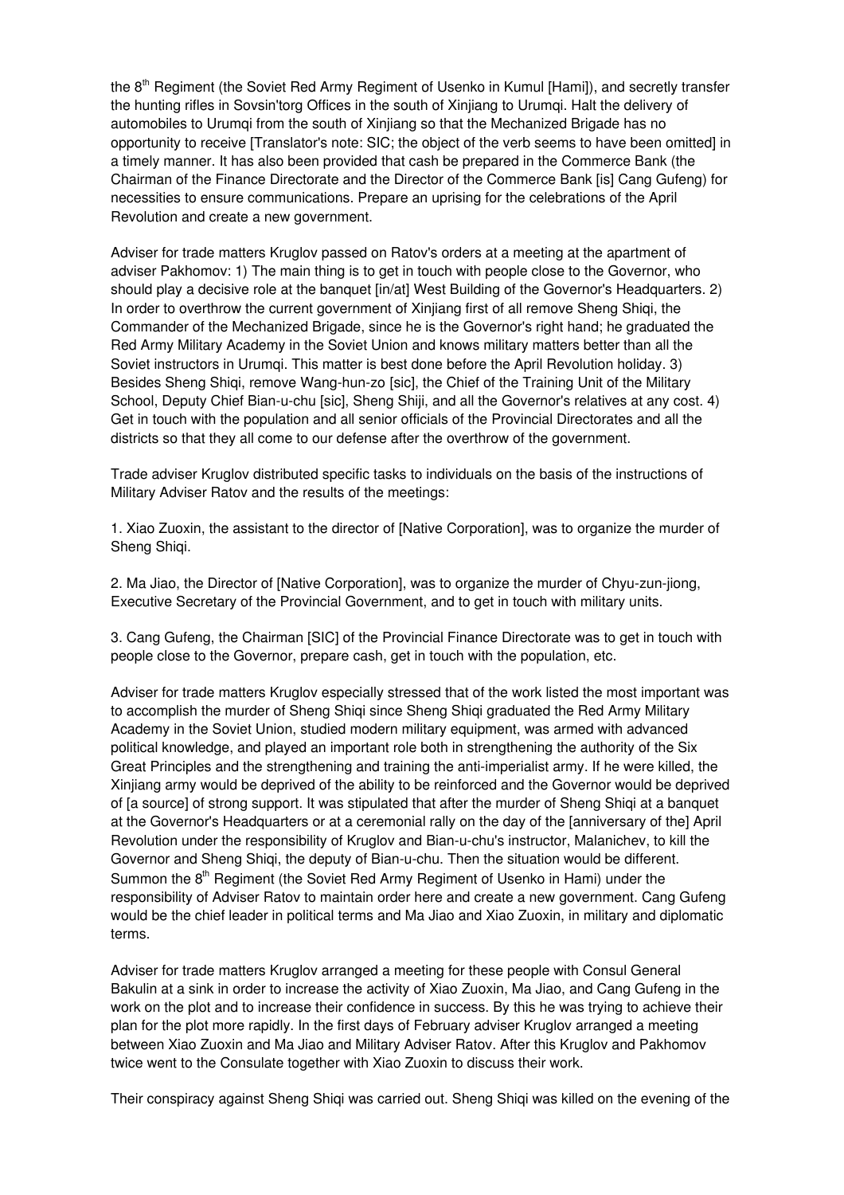the 8th Regiment (the Soviet Red Army Regiment of Usenko in Kumul [Hami]), and secretly transfer the hunting rifles in Sovsin'torg Offices in the south of Xinjiang to Urumqi. Halt the delivery of automobiles to Urumqi from the south of Xinjiang so that the Mechanized Brigade has no opportunity to receive [Translator's note: SIC; the object of the verb seems to have been omitted] in a timely manner. It has also been provided that cash be prepared in the Commerce Bank (the Chairman of the Finance Directorate and the Director of the Commerce Bank [is] Cang Gufeng) for necessities to ensure communications. Prepare an uprising for the celebrations of the April Revolution and create a new government.

Adviser for trade matters Kruglov passed on Ratov's orders at a meeting at the apartment of adviser Pakhomov: 1) The main thing is to get in touch with people close to the Governor, who should play a decisive role at the banquet [in/at] West Building of the Governor's Headquarters. 2) In order to overthrow the current government of Xinjiang first of all remove Sheng Shiqi, the Commander of the Mechanized Brigade, since he is the Governor's right hand; he graduated the Red Army Military Academy in the Soviet Union and knows military matters better than all the Soviet instructors in Urumqi. This matter is best done before the April Revolution holiday. 3) Besides Sheng Shiqi, remove Wang-hun-zo [sic], the Chief of the Training Unit of the Military School, Deputy Chief Bian-u-chu [sic], Sheng Shiji, and all the Governor's relatives at any cost. 4) Get in touch with the population and all senior officials of the Provincial Directorates and all the districts so that they all come to our defense after the overthrow of the government.

Trade adviser Kruglov distributed specific tasks to individuals on the basis of the instructions of Military Adviser Ratov and the results of the meetings:

1. Xiao Zuoxin, the assistant to the director of [Native Corporation], was to organize the murder of Sheng Shiqi.

2. Ma Jiao, the Director of [Native Corporation], was to organize the murder of Chyu-zun-jiong, Executive Secretary of the Provincial Government, and to get in touch with military units.

3. Cang Gufeng, the Chairman [SIC] of the Provincial Finance Directorate was to get in touch with people close to the Governor, prepare cash, get in touch with the population, etc.

Adviser for trade matters Kruglov especially stressed that of the work listed the most important was to accomplish the murder of Sheng Shiqi since Sheng Shiqi graduated the Red Army Military Academy in the Soviet Union, studied modern military equipment, was armed with advanced political knowledge, and played an important role both in strengthening the authority of the Six Great Principles and the strengthening and training the anti-imperialist army. If he were killed, the Xinjiang army would be deprived of the ability to be reinforced and the Governor would be deprived of [a source] of strong support. It was stipulated that after the murder of Sheng Shiqi at a banquet at the Governor's Headquarters or at a ceremonial rally on the day of the [anniversary of the] April Revolution under the responsibility of Kruglov and Bian-u-chu's instructor, Malanichev, to kill the Governor and Sheng Shiqi, the deputy of Bian-u-chu. Then the situation would be different. Summon the 8th Regiment (the Soviet Red Army Regiment of Usenko in Hami) under the responsibility of Adviser Ratov to maintain order here and create a new government. Cang Gufeng would be the chief leader in political terms and Ma Jiao and Xiao Zuoxin, in military and diplomatic terms.

Adviser for trade matters Kruglov arranged a meeting for these people with Consul General Bakulin at a sink in order to increase the activity of Xiao Zuoxin, Ma Jiao, and Cang Gufeng in the work on the plot and to increase their confidence in success. By this he was trying to achieve their plan for the plot more rapidly. In the first days of February adviser Kruglov arranged a meeting between Xiao Zuoxin and Ma Jiao and Military Adviser Ratov. After this Kruglov and Pakhomov twice went to the Consulate together with Xiao Zuoxin to discuss their work.

Their conspiracy against Sheng Shiqi was carried out. Sheng Shiqi was killed on the evening of the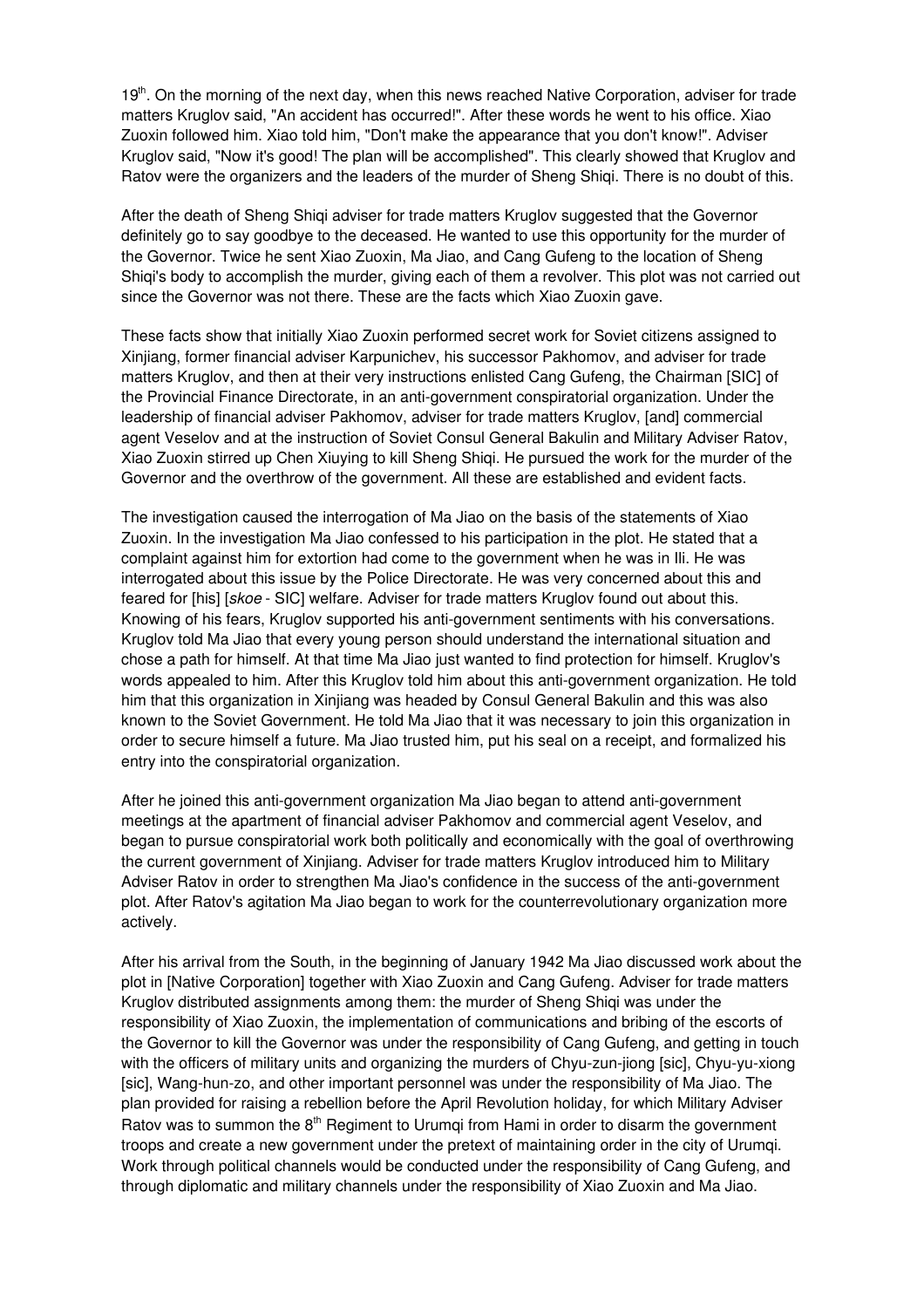19th. On the morning of the next day, when this news reached Native Corporation, adviser for trade matters Kruglov said, "An accident has occurred!". After these words he went to his office. Xiao Zuoxin followed him. Xiao told him, "Don't make the appearance that you don't know!". Adviser Kruglov said, "Now it's good! The plan will be accomplished". This clearly showed that Kruglov and Ratov were the organizers and the leaders of the murder of Sheng Shiqi. There is no doubt of this.

After the death of Sheng Shiqi adviser for trade matters Kruglov suggested that the Governor definitely go to say goodbye to the deceased. He wanted to use this opportunity for the murder of the Governor. Twice he sent Xiao Zuoxin, Ma Jiao, and Cang Gufeng to the location of Sheng Shiqi's body to accomplish the murder, giving each of them a revolver. This plot was not carried out since the Governor was not there. These are the facts which Xiao Zuoxin gave.

These facts show that initially Xiao Zuoxin performed secret work for Soviet citizens assigned to Xinjiang, former financial adviser Karpunichev, his successor Pakhomov, and adviser for trade matters Kruglov, and then at their very instructions enlisted Cang Gufeng, the Chairman [SIC] of the Provincial Finance Directorate, in an anti-government conspiratorial organization. Under the leadership of financial adviser Pakhomov, adviser for trade matters Kruglov, [and] commercial agent Veselov and at the instruction of Soviet Consul General Bakulin and Military Adviser Ratov, Xiao Zuoxin stirred up Chen Xiuying to kill Sheng Shiqi. He pursued the work for the murder of the Governor and the overthrow of the government. All these are established and evident facts.

The investigation caused the interrogation of Ma Jiao on the basis of the statements of Xiao Zuoxin. In the investigation Ma Jiao confessed to his participation in the plot. He stated that a complaint against him for extortion had come to the government when he was in Ili. He was interrogated about this issue by the Police Directorate. He was very concerned about this and feared for [his] [*skoe* - SIC] welfare. Adviser for trade matters Kruglov found out about this. Knowing of his fears, Kruglov supported his anti-government sentiments with his conversations. Kruglov told Ma Jiao that every young person should understand the international situation and chose a path for himself. At that time Ma Jiao just wanted to find protection for himself. Kruglov's words appealed to him. After this Kruglov told him about this anti-government organization. He told him that this organization in Xinjiang was headed by Consul General Bakulin and this was also known to the Soviet Government. He told Ma Jiao that it was necessary to join this organization in order to secure himself a future. Ma Jiao trusted him, put his seal on a receipt, and formalized his entry into the conspiratorial organization.

After he joined this anti-government organization Ma Jiao began to attend anti-government meetings at the apartment of financial adviser Pakhomov and commercial agent Veselov, and began to pursue conspiratorial work both politically and economically with the goal of overthrowing the current government of Xinjiang. Adviser for trade matters Kruglov introduced him to Military Adviser Ratov in order to strengthen Ma Jiao's confidence in the success of the anti-government plot. After Ratov's agitation Ma Jiao began to work for the counterrevolutionary organization more actively.

After his arrival from the South, in the beginning of January 1942 Ma Jiao discussed work about the plot in [Native Corporation] together with Xiao Zuoxin and Cang Gufeng. Adviser for trade matters Kruglov distributed assignments among them: the murder of Sheng Shiqi was under the responsibility of Xiao Zuoxin, the implementation of communications and bribing of the escorts of the Governor to kill the Governor was under the responsibility of Cang Gufeng, and getting in touch with the officers of military units and organizing the murders of Chyu-zun-jiong [sic], Chyu-yu-xiong [sic], Wang-hun-zo, and other important personnel was under the responsibility of Ma Jiao. The plan provided for raising a rebellion before the April Revolution holiday, for which Military Adviser Ratov was to summon the 8th Regiment to Urumqi from Hami in order to disarm the government troops and create a new government under the pretext of maintaining order in the city of Urumqi. Work through political channels would be conducted under the responsibility of Cang Gufeng, and through diplomatic and military channels under the responsibility of Xiao Zuoxin and Ma Jiao.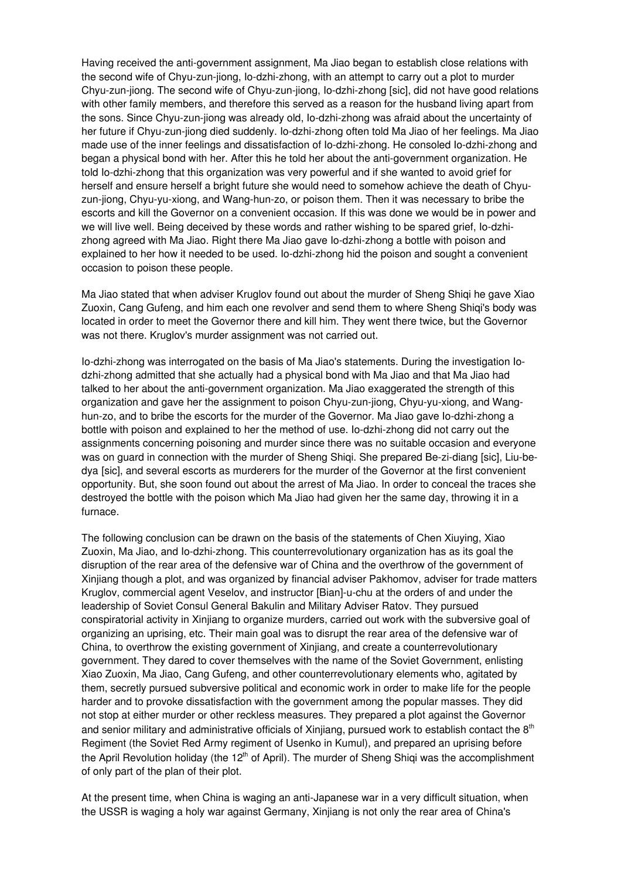Having received the anti-government assignment, Ma Jiao began to establish close relations with the second wife of Chyu-zun-jiong, Io-dzhi-zhong, with an attempt to carry out a plot to murder Chyu-zun-jiong. The second wife of Chyu-zun-jiong, Io-dzhi-zhong [sic], did not have good relations with other family members, and therefore this served as a reason for the husband living apart from the sons. Since Chyu-zun-jiong was already old, Io-dzhi-zhong was afraid about the uncertainty of her future if Chyu-zun-jiong died suddenly. Io-dzhi-zhong often told Ma Jiao of her feelings. Ma Jiao made use of the inner feelings and dissatisfaction of Io-dzhi-zhong. He consoled Io-dzhi-zhong and began a physical bond with her. After this he told her about the anti-government organization. He told Io-dzhi-zhong that this organization was very powerful and if she wanted to avoid grief for herself and ensure herself a bright future she would need to somehow achieve the death of Chyu-zun-jiong, Chyu-yu-xiong, and Wang-hun-zo, or poison them. Then it was necessary to bribe the escorts and kill the Governor on a convenient occasion. If this was done we would be in power and we will live well. Being deceived by these words and rather wishing to be spared grief, Io-dzhi-zhong agreed with Ma Jiao. Right there Ma Jiao gave Io-dzhi-zhong a bottle with poison and explained to her how it needed to be used. Io-dzhi-zhong hid the poison and sought a convenient occasion to poison these people.

Ma Jiao stated that when adviser Kruglov found out about the murder of Sheng Shiqi he gave Xiao Zuoxin, Cang Gufeng, and him each one revolver and send them to where Sheng Shiqi's body was located in order to meet the Governor there and kill him. They went there twice, but the Governor was not there. Kruglov's murder assignment was not carried out.

Io-dzhi-zhong was interrogated on the basis of Ma Jiao's statements. During the investigation Io-dzhi-zhong admitted that she actually had a physical bond with Ma Jiao and that Ma Jiao had talked to her about the anti-government organization. Ma Jiao exaggerated the strength of this organization and gave her the assignment to poison Chyu-zun-jiong, Chyu-yu-xiong, and Wang-hun-zo, and to bribe the escorts for the murder of the Governor. Ma Jiao gave Io-dzhi-zhong a bottle with poison and explained to her the method of use. Io-dzhi-zhong did not carry out the assignments concerning poisoning and murder since there was no suitable occasion and everyone was on guard in connection with the murder of Sheng Shiqi. She prepared Be-zi-diang [sic], Liu-be-dya [sic], and several escorts as murderers for the murder of the Governor at the first convenient opportunity. But, she soon found out about the arrest of Ma Jiao. In order to conceal the traces she destroyed the bottle with the poison which Ma Jiao had given her the same day, throwing it in a furnace.

The following conclusion can be drawn on the basis of the statements of Chen Xiuying, Xiao Zuoxin, Ma Jiao, and Io-dzhi-zhong. This counterrevolutionary organization has as its goal the disruption of the rear area of the defensive war of China and the overthrow of the government of Xinjiang though a plot, and was organized by financial adviser Pakhomov, adviser for trade matters Kruglov, commercial agent Veselov, and instructor [Bian]-u-chu at the orders of and under the leadership of Soviet Consul General Bakulin and Military Adviser Ratov. They pursued conspiratorial activity in Xinjiang to organize murders, carried out work with the subversive goal of organizing an uprising, etc. Their main goal was to disrupt the rear area of the defensive war of China, to overthrow the existing government of Xinjiang, and create a counterrevolutionary government. They dared to cover themselves with the name of the Soviet Government, enlisting Xiao Zuoxin, Ma Jiao, Cang Gufeng, and other counterrevolutionary elements who, agitated by them, secretly pursued subversive political and economic work in order to make life for the people harder and to provoke dissatisfaction with the government among the popular masses. They did not stop at either murder or other reckless measures. They prepared a plot against the Governor and senior military and administrative officials of Xinjiang, pursued work to establish contact the 8th Regiment (the Soviet Red Army regiment of Usenko in Kumul), and prepared an uprising before the April Revolution holiday (the 12th of April). The murder of Sheng Shiqi was the accomplishment of only part of the plan of their plot.

At the present time, when China is waging an anti-Japanese war in a very difficult situation, when the USSR is waging a holy war against Germany, Xinjiang is not only the rear area of China's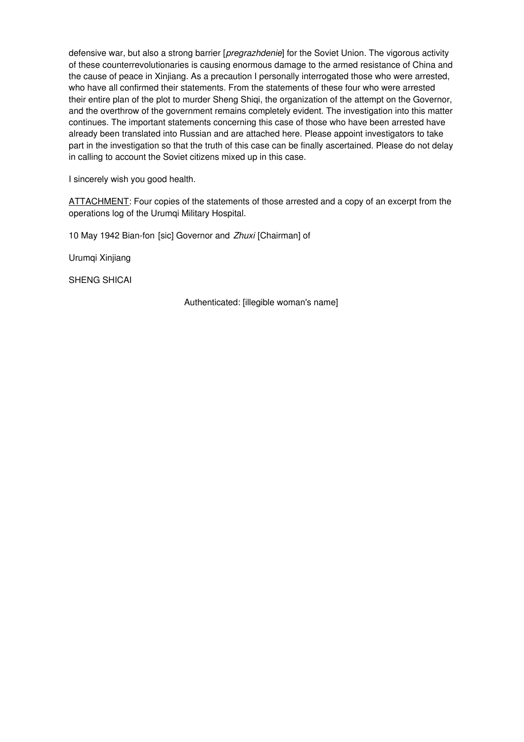defensive war, but also a strong barrier [*pregrazhdenie*] for the Soviet Union. The vigorous activity of these counterrevolutionaries is causing enormous damage to the armed resistance of China and the cause of peace in Xinjiang. As a precaution I personally interrogated those who were arrested, who have all confirmed their statements. From the statements of these four who were arrested their entire plan of the plot to murder Sheng Shiqi, the organization of the attempt on the Governor, and the overthrow of the government remains completely evident. The investigation into this matter continues. The important statements concerning this case of those who have been arrested have already been translated into Russian and are attached here. Please appoint investigators to take part in the investigation so that the truth of this case can be finally ascertained. Please do not delay in calling to account the Soviet citizens mixed up in this case.

I sincerely wish you good health.

ATTACHMENT: Four copies of the statements of those arrested and a copy of an excerpt from the operations log of the Urumqi Military Hospital.

10 May 1942 Bian-fon [sic] Governor and *Zhuxi* [Chairman] of

Urumqi Xinjiang

SHENG SHICAI

Authenticated: [illegible woman's name]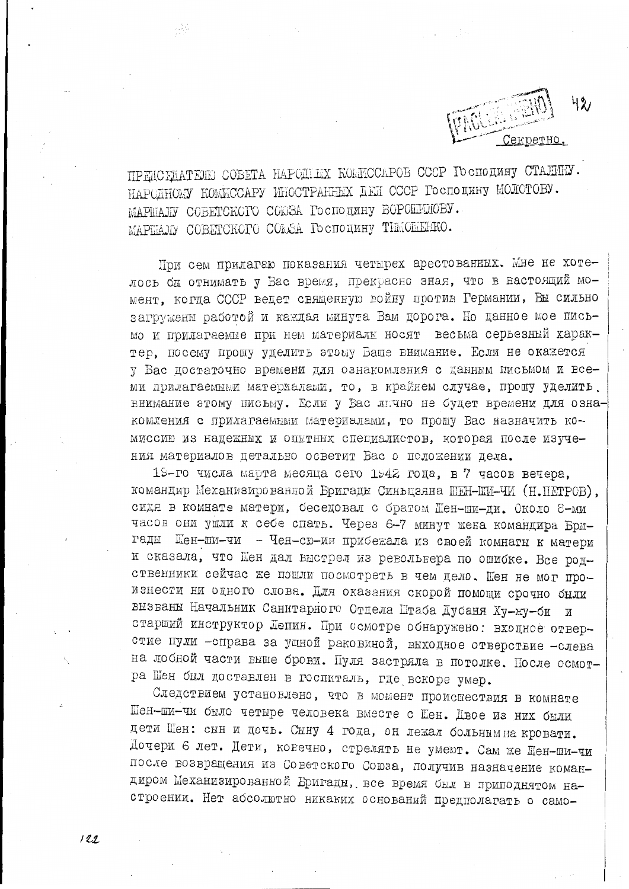РАССЕКРЕЧЕНО

Секретно.

ПРЕДСЕДАТЕЛЮ СОВЕТА НАРОДНЫХ КОМИССАРОВ СССР Господину СТАЛИНУ.
НАРОДНОМУ КОМИССАРУ ИНОСТРАННЫХ ДЕЛ СССР Господину МОЛОТОВУ.
МАРШАЛУ СОВЕТСКОГО СОЮЗА Господину ВОРОШИЛОВУ.
МАРШАЛУ СОВЕТСКОГО СОЮЗА Господину ТИМОШЕНКО.

При сем прилагаю показания четырех арестованных. Мне не хотелось бы отнимать у Вас время, прекрасно зная, что в настоящий момент, когда СССР ведет священную войну против Германии, Вы сильно загружены работой и каждая минута Вам дорога. Но данное мое письмо и прилагаемые при нем материалы носят весьма серьезный характер, посему прошу уделить этому Ваше внимание. Если не окажется у Вас достаточно времени для ознакомления с данным письмом и всеми прилагаемыми материалами, то, в крайнем случае, прошу уделить внимание этому письму. Если у Вас лично не будет времени для ознакомления с прилагаемыми материалами, то прошу Вас назначить комиссию из надежных и опытных специалистов, которая после изучения материалов детально осветит Вас о положении дела.

19-го числа марта месяца сего 1942 года, в 7 часов вечера, командир Механизированной Бригады Синьцзяна ШЕН-ШИ-ЧИ (Н.ПЕТРОВ), сидя в комнате матери, беседовал с братом Шен-ши-ди. Около 8-ми часов они ушли к себе спать. Через 6-7 минут жена командира Бригады Шен-ши-чи - Чен-сю-ин прибежала из своей комнаты к матери и сказала, что Шен дал выстрел из револьвера по ошибке. Все родственники сейчас же пошли посмотреть в чем дело. Шен не мог произнести ни одного слова. Для оказания скорой помощи срочно были вызваны Начальник Санитарного Отдела Штаба Дубаня Ху-жу-би и старший инструктор Лепин. При осмотре обнаружено: входное отверстие пули -справа за ушной раковиной, выходное отверстие -слева на лобной части выше брови. Пуля застряла в потолке. После осмотра Шен был доставлен в госпиталь, где вскоре умер.

Следствием установлено, что в момент происшествия в комнате Шен-ши-чи было четыре человека вместе с Шен. Двое из них были дети Шен: сын и дочь. Сыну 4 года, он лежал больным на кровати. Дочери 6 лет. Дети, конечно, стрелять не умеют. Сам же Шен-ши-чи после возвращения из Советского Союза, получив назначение командиром Механизированной Бригады, все время был в приподнятом настроении. Нет абсолютно никаких оснований предполагать о само-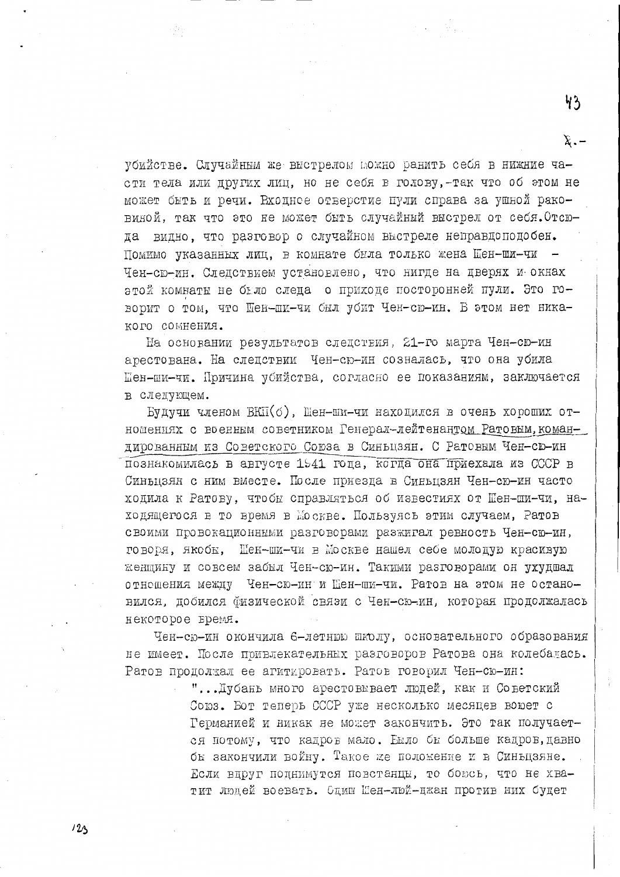убийстве. Случайным же выстрелом можно ранить себя в нижние части тела или других лиц, но не себя в голову,-так что об этом не может быть и речи. Входное отверстие пули справа за ушной раковиной, так что это не может быть случайный выстрел от себя. Отсюда видно, что разговор о случайном выстреле неправдоподобен. Помимо указанных лиц, в комнате была только жена Шен-ши-чи – Чен-сю-ин. Следствием установлено, что нигде на дверях и окнах этой комнаты не было следа о приходе посторонней пули. Это говорит о том, что Шен-ши-чи был убит Чен-сю-ин. В этом нет никакого сомнения.

На основании результатов следствия, 21-го марта Чен-сю-ин арестована. На следствии Чен-сю-ин созналась, что она убила Шен-ши-чи. Причина убийства, согласно ее показаниям, заключается в следующем.

Будучи членом ВКП(б), Шен-ши-чи находился в очень хороших отношениях с военным советником Генерал-лейтенантом Ратовым, командированным из Советского Союза в Синьцзян. С Ратовым Чен-сю-ин познакомилась в августе 1941 года, когда она приехала из СССР в Синьцзян с ним вместе. После приезда в Синьцзян Чен-сю-ин часто ходила к Ратову, чтобы справляться об известиях от Шен-ши-чи, находящегося в то время в Москве. Пользуясь этим случаем, Ратов своими провокационными разговорами разжигал ревность Чен-сю-ин, говоря, якобы, Шен-ши-чи в Москве нашел себе молодую красивую женщину и совсем забыл Чен-сю-ин. Такими разговорами он ухудшал отношения между Чен-сю-ин и Шен-ши-чи. Ратов на этом не остановился, добился физической связи с Чен-сю-ин, которая продолжалась некоторое время.

Чен-сю-ин окончила 6-летнюю школу, основательного образования не имеет. После привлекательных разговоров Ратова она колебалась. Ратов продолжал ее агитировать. Ратов говорил Чен-сю-ин:

> "...Дубань много арестовывает людей, как и Советский Союз. Вот теперь СССР уже несколько месяцев воюет с Германией и никак не может закончить. Это так получается потому, что кадров мало. Было бы больше кадров, давно бы закончили войну. Такое же положение и в Синьцзяне. Если вдруг поднимутся повстанцы, то боюсь, что не хватит людей воевать. Один Шен-люй-джан против них будет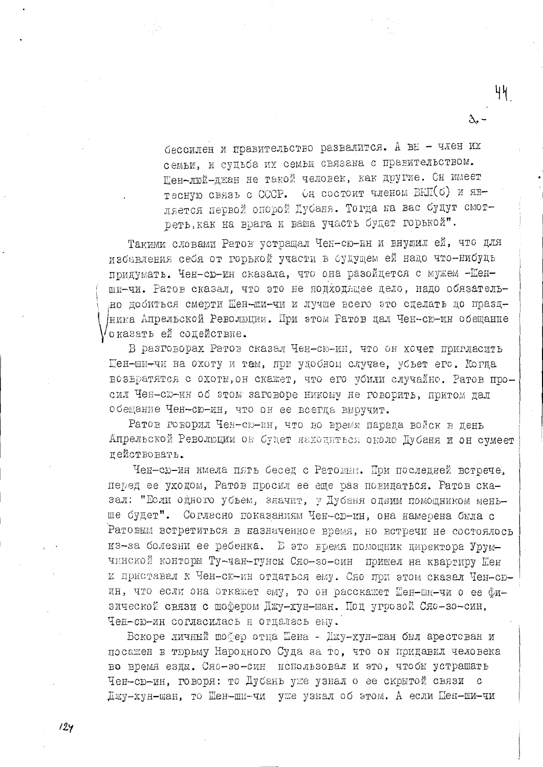бессилен и правительство развалится. А вы – член их семьи, и судьба их семьи связана с правительством. Шен-люй-джан не такой человек, как другие. Он имеет тесную связь с СССР. Он состоит членом ВКП(б) и является первой опорой Дубаня. Тогда на вас будут смотреть, как на врага и ваша участь будет горькой".

Такими словами Ратов устрашал Чен-сю-ин и внушил ей, что для избавления себя от горькой участи в будущем ей надо что-нибудь придумать. Чен-сю-ин сказала, что она разойдется с мужем -Шен-ши-чи. Ратов сказал, что это не подходящее дело, надо обязательно добиться смерти Шен-ши-чи и лучше всего это сделать до праздника Апрельской Революции. При этом Ратов дал Чен-сю-ин обещание оказать ей содействие.

В разговорах Ратов сказал Чен-сю-ин, что он хочет пригласить Шен-ши-чи на охоту и там, при удобном случае, убьет его. Когда возвратятся с охоты, он скажет, что его убили случайно. Ратов просил Чен-сю-ин об этом заговоре никому не говорить, притом дал обещание Чен-сю-ин, что он ее всегда выручит.

Ратов говорил Чен-сю-ин, что во время парада войск в день Апрельской Революции он будет находиться около Дубаня и он сумеет действовать.

Чен-сю-ин имела пять бесед с Ратовым. При последней встрече, перед ее уходом, Ратов просил ее еще раз повидаться. Ратов сказал: "Если одного убьем, значит, у Дубаня одним помощником меньше будет". Согласно показаниям Чен-сю-ин, она намерена была с Ратовым встретиться в назначенное время, но встречи не состоялось из-за болезни ее ребенка. В это время помощник директора Урумчинской конторы Ту-чан-гунсы Сяо-зо-син пришел на квартиру Шен и приставал к Чен-сю-ин отдаться ему. Сяо при этом сказал Чен-сю-ин, что если она откажет ему, то он расскажет Шен-ши-чи о ее физической связи с шофером Джу-хун-шан. Под угрозой Сяо-зо-син, Чен-сю-ин согласилась и отдалась ему.

Вскоре личный шофер отца Шена - Джу-хун-шан был арестован и посажен в тюрьму Народного Суда за то, что он придавил человека во время езды. Сяо-зо-син использовал и это, чтобы устрашать Чен-сю-ин, говоря: то Дубань уже узнал о ее скрытой связи с Джу-хун-шан, то Шен-ши-чи уже узнал об этом. А если Шен-ши-чи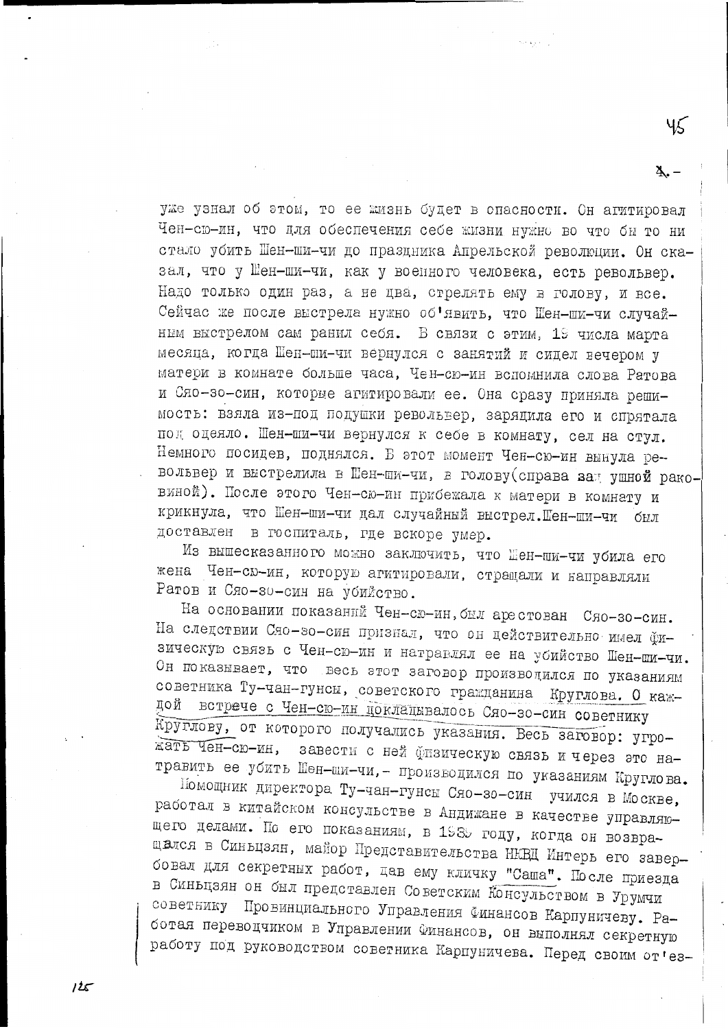уже узнал об этом, то ее жизнь будет в опасности. Он агитировал Чен-сю-ин, что для обеспечения себе жизни нужно во что бы то ни стало убить Шен-ши-чи до праздника Апрельской революции. Он сказал, что у Шен-ши-чи, как у военного человека, есть револьвер. Надо только один раз, а не два, стрелять ему в голову, и все. Сейчас же после выстрела нужно об'явить, что Шен-ши-чи случайным выстрелом сам ранил себя. В связи с этим, 19 числа марта месяца, когда Шен-ши-чи вернулся с занятий и сидел вечером у матери в комнате больше часа, Чен-сю-ин вспомнила слова Ратова и Сяо-зо-син, которые агитировали ее. Она сразу приняла решимость: взяла из-под подушки револьвер, зарядила его и спрятала под одеяло. Шен-ши-чи вернулся к себе в комнату, сел на стул. Немного посидев, поднялся. В этот момент Чен-сю-ин вынула револьвер и выстрелила в Шен-ши-чи, в голову(справа за ушной раковиной). После этого Чен-сю-ин прибежала к матери в комнату и крикнула, что Шен-ши-чи дал случайный выстрел.Шен-ши-чи был доставлен в госпиталь, где вскоре умер.

Из вышесказанного можно заключить, что Шен-ши-чи убила его жена Чен-сю-ин, которую агитировали, стращали и направляли Ратов и Сяо-зо-син на убийство.

На основании показаний Чен-сю-ин,был арестован Сяо-зо-син. На следствии Сяо-зо-син признал, что он действительно имел физическую связь с Чен-сю-ин и натравлял ее на убийство Шен-ши-чи. Он показывает, что весь этот заговор производился по указаниям советника Ту-чан-гунсы, советского гражданина Круглова. О каждой встрече с Чен-сю-ин докладывалось Сяо-зо-син советнику Круглову, от которого получались указания. Весь заговор: угрожать Чен-сю-ин, завести с ней физическую связь и через это натравить ее убить Шен-ши-чи,- производился по указаниям Круглова.

Помощник директора Ту-чан-гунсы Сяо-зо-син учился в Москве, работал в китайском консульстве в Андижане в качестве управляющего делами. По его показаниям, в 1939 году, когда он возвращался в Синьцзян, майор Представительства НКВД Интерь его завербовал для секретных работ, дав ему кличку "Саша". После приезда в Синьцзян он был представлен Советским Консульством в Урумчи советнику Провинциального Управления Финансов Карпуничеву. Работая переводчиком в Управлении Финансов, он выполнял секретную работу под руководством советника Карпуничева. Перед своим от'ез-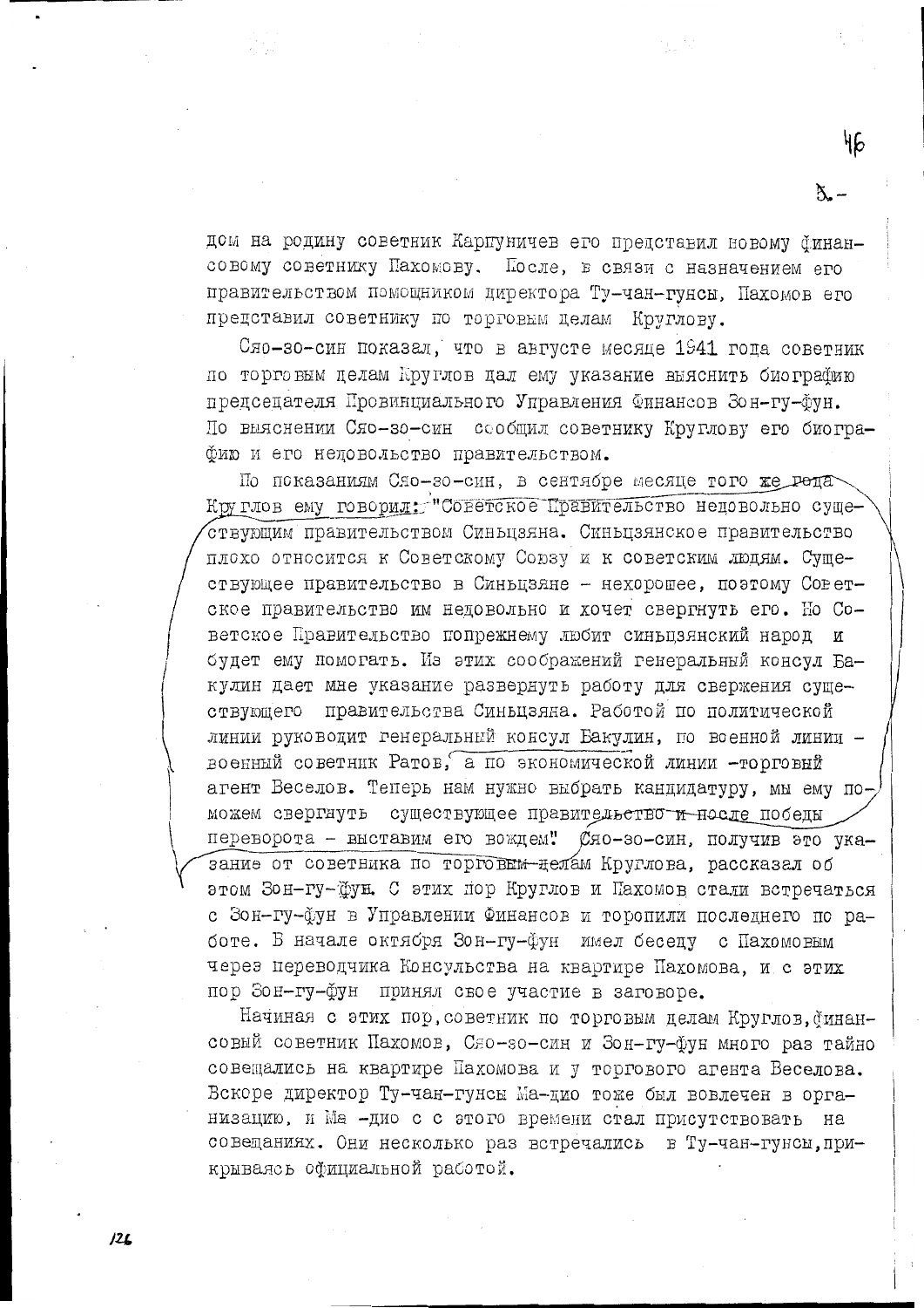дом на родину советник Карпуничев его представил новому финансовому советнику Пахомову. После, в связи с назначением его правительством помощником директора Ту-чан-гунсы, Пахомов его представил советнику по торговым делам Круглову.

Сяо-зо-син показал, что в августе месяце 1941 года советник по торговым делам Круглов дал ему указание выяснить биографию председателя Провинциального Управления Финансов Зон-гу-фун. По выяснении Сяо-зо-син сообщил советнику Круглову его биографию и его недовольство правительством.

По показаниям Сяо-зо-син, в сентябре месяце того же года Круглов ему говорил: "Советское Правительство недовольно существующим правительством Синьцзяна. Синьцзянское правительство плохо относится к Советскому Союзу и к советским людям. Существующее правительство в Синьцзяне - нехорошее, поэтому Советское правительство им недовольно и хочет свергнуть его. Но Советское Правительство попрежнему любит синьцзянский народ и будет ему помогать. Из этих соображений генеральный консул Бакулин дает мне указание развернуть работу для свержения существующего правительства Синьцзяна. Работой по политической линии руководит генеральный консул Бакулин, по военной линии - военный советник Ратов, а по экономической линии -торговый агент Веселов. Теперь нам нужно выбрать кандидатуру, мы ему поможем свергнуть существующее правительство ~~и после~~ победы переворота - выставим его вождем". Сяо-зо-син, получив это указание от советника по ~~торговым делам~~ Круглова, рассказал об этом Зон-гу-фун. С этих пор Круглов и Пахомов стали встречаться с Зон-гу-фун в Управлении Финансов и торопили последнего по работе. В начале октября Зон-гу-фун имел беседу с Пахомовым через переводчика Консульства на квартире Пахомова, и с этих пор Зон-гу-фун принял свое участие в заговоре.

Начиная с этих пор, советник по торговым делам Круглов, финансовый советник Пахомов, Сяо-зо-син и Зон-гу-фун много раз тайно совещались на квартире Пахомова и у торгового агента Веселова. Вскоре директор Ту-чан-гунсы Ма-дио тоже был вовлечен в организацию, и Ма -дио с с этого времени стал присутствовать на совещаниях. Они несколько раз встречались в Ту-чан-гунсы, прикрываясь официальной работой.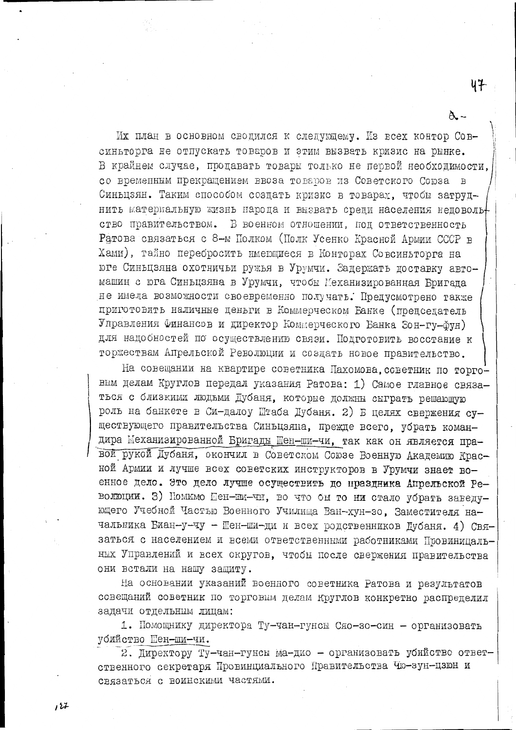Их план в основном сводился к следующему. Из всех контор Совсиньторга не отпускать товаров и этим вызвать кризис на рынке. В крайнем случае, продавать товары только не первой необходимости, со временным прекращением ввоза товаров из Советского Союза в Синьцзян. Таким способом создать кризис в товарах, чтобы затруднить материальную жизнь народа и вызвать среди населения недовольство правительством. В военном отношении, под ответственность Ратова связаться с 8-м Полком (Полк Усенко Красной Армии СССР в Хами), тайно перебросить имеющиеся в Конторах Совсиньторга на юге Синьцзяна охотничьи ружья в Урумчи. Задержать доставку автомашин с юга Синьцзяна в Урумчи, чтобы Механизированная Бригада не имела возможности своевременно получать. Предусмотрено также приготовить наличные деньги в Коммерческом Банке (председатель Управления Финансов и директор Коммерческого Банка Зон-гу-фун) для надобностей по осуществлению связи. Подготовить восстание к торжествам Апрельской Революции и создать новое правительство.

На совещании на квартире советника Пахомова, советник по торговым делам Круглов передал указания Ратова: 1) Самое главное связаться с близкими людьми Дубаня, которые должны сыграть решающую роль на банкете в Си-далоу Штаба Дубаня. 2) В целях свержения существующего правительства Синьцзяна, прежде всего, убрать командира Механизированной Бригады Шен-ши-чи, так как он является правой рукой Дубаня, окончил в Советском Союзе Военную Академию Красной Армии и лучше всех советских инструкторов в Урумчи знает военное дело. Это дело лучше осуществить до праздника Апрельской Революции. 3) Помимо Шен-ши-чи, во что бы то ни стало убрать заведующего Учебной Частью Военного Училища Ван-хун-зо, Заместителя начальника Биан-у-чу – Шен-ши-ди и всех родственников Дубаня. 4) Связаться с населением и всеми ответственными работниками Провинициальных Управлений и всех округов, чтобы после свержения правительства они встали на нашу защиту.

На основании указаний военного советника Ратова и результатов совещаний советник по торговым делам Круглов конкретно распределил задачи отдельным лицам:

1. Помощнику директора Ту-чан-гунсы Сяо-зо-син – организовать убийство Шен-ши-чи.
2. Директору Ту-чан-гунсы Ма-дио – организовать убийство ответственного секретаря Провинциального Правительства Чю-зун-цзюн и связаться с воинскими частями.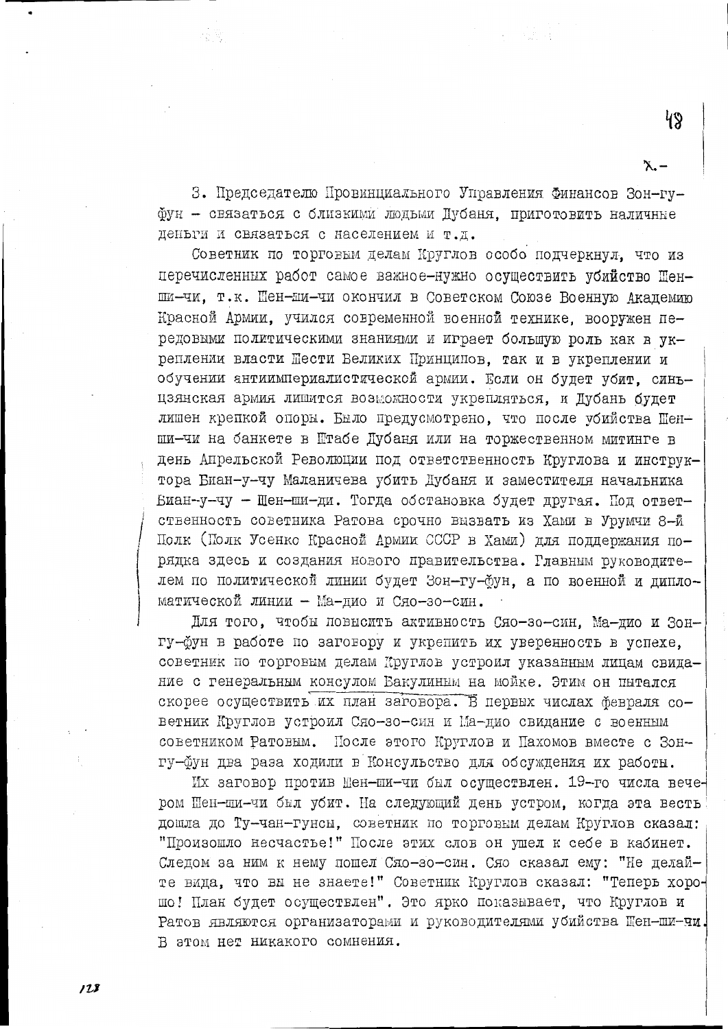3. Председателю Провинциального Управления Финансов Зон-гу-фун – связаться с близкими людьми Дубаня, приготовить наличные деньги и связаться с населением и т.д.

Советник по торговым делам Круглов особо подчеркнул, что из перечисленных работ самое важное-нужно осуществить убийство Шен-ши-чи, т.к. Шен-ши-чи окончил в Советском Союзе Военную Академию Красной Армии, учился современной военной технике, вооружен передовыми политическими знаниями и играет большую роль как в укреплении власти Шести Великих Принципов, так и в укреплении и обучении антиимпериалистической армии. Если он будет убит, синьцзянская армия лишится возможности укрепляться, и Дубань будет лишен крепкой опоры. Было предусмотрено, что после убийства Шен-ши-чи на банкете в Штабе Дубаня или на торжественном митинге в день Апрельской Революции под ответственность Круглова и инструктора Биан-у-чу Маланичева убить Дубаня и заместителя начальника Биан-у-чу – Шен-ши-ди. Тогда обстановка будет другая. Под ответственность советника Ратова срочно вызвать из Хами в Урумчи 8-й Полк (Полк Усенко Красной Армии СССР в Хами) для поддержания порядка здесь и создания нового правительства. Главным руководителем по политической линии будет Зон-гу-фун, а по военной и дипломатической линии – Ма-дио и Сяо-зо-син.

Для того, чтобы повысить активность Сяо-зо-син, Ма-дио и Зон-гу-фун в работе по заговору и укрепить их уверенность в успехе, советник по торговым делам Круглов устроил указанным лицам свидание с генеральным консулом Бакулиным на мойке. Этим он пытался скорее осуществить их план заговора. В первых числах февраля советник Круглов устроил Сяо-зо-син и Ма-дио свидание с военным советником Ратовым. После этого Круглов и Пахомов вместе с Зон-гу-фун два раза ходили в Консульство для обсуждения их работы.

Их заговор против Шен-ши-чи был осуществлен. 19-го числа вечером Шен-ши-чи был убит. На следующий день утром, когда эта весть дошла до Ту-чан-гунсы, советник по торговым делам Круглов сказал: "Произошло несчастье!" После этих слов он ушел к себе в кабинет. Следом за ним к нему пошел Сяо-зо-син. Сяо сказал ему: "Не делайте вида, что вы не знаете!" Советник Круглов сказал: "Теперь хорошо! План будет осуществлен". Это ярко показывает, что Круглов и Ратов являются организаторами и руководителями убийства Шен-ши-чи. В этом нет никакого сомнения.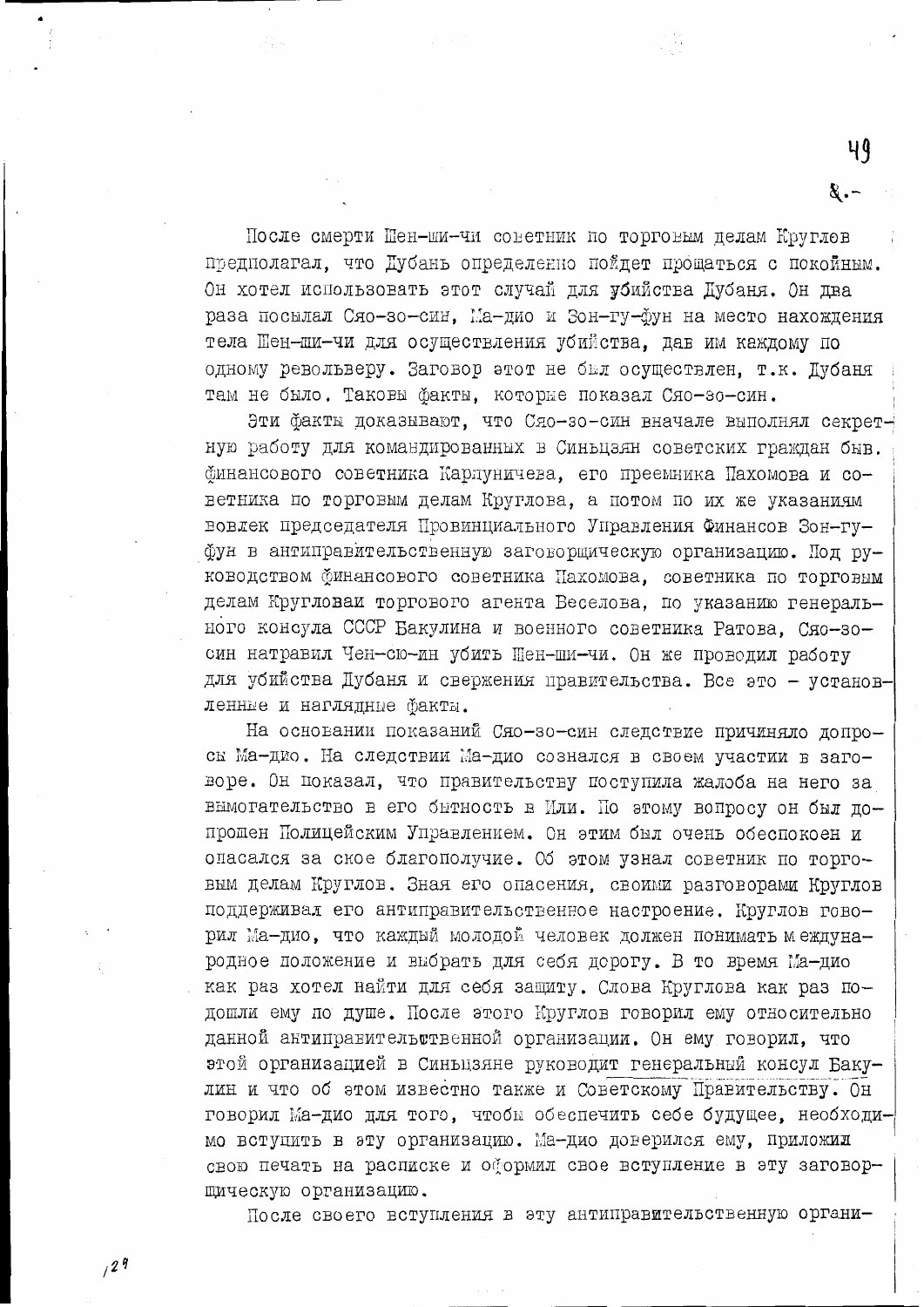После смерти Шен-ши-чи советник по торговым делам Круглов предполагал, что Дубань определенно пойдет прощаться с покойным. Он хотел использовать этот случай для убийства Дубаня. Он два раза посылал Сяо-зо-син, Ма-дио и Зон-гу-фун на место нахождения тела Шен-ши-чи для осуществления убийства, дав им каждому по одному револьверу. Заговор этот не был осуществлен, т.к. Дубаня там не было. Таковы факты, которые показал Сяо-зо-син.

Эти факты доказывают, что Сяо-зо-син вначале выполнял секретную работу для командированных в Синьцзян советских граждан быв. финансового советника Карпуничева, его преемника Пахомова и советника по торговым делам Круглова, а потом по их же указаниям вовлек председателя Провинциального Управления Финансов Зон-гу-фун в антиправительственную заговорщическую организацию. Под руководством финансового советника Пахомова, советника по торговым делам Круглова и торгового агента Веселова, по указанию генерального консула СССР Бакулина и военного советника Ратова, Сяо-зо-син натравил Чен-сю-ин убить Шен-ши-чи. Он же проводил работу для убийства Дубаня и свержения правительства. Все это – установленные и наглядные факты.

На основании показаний Сяо-зо-син следствие причиняло допросы Ма-дио. На следствии Ма-дио сознался в своем участии в заговоре. Он показал, что правительству поступила жалоба на него за вымогательство в его бытность в Или. По этому вопросу он был допрошен Полицейским Управлением. Он этим был очень обеспокоен и опасался за свое благополучие. Об этом узнал советник по торговым делам Круглов. Зная его опасения, своими разговорами Круглов поддерживал его антиправительственное настроение. Круглов говорил Ма-дио, что каждый молодой человек должен понимать международное положение и выбрать для себя дорогу. В то время Ма-дио как раз хотел найти для себя защиту. Слова Круглова как раз подошли ему по душе. После этого Круглов говорил ему относительно данной антиправительственной организации. Он ему говорил, что этой организацией в Синьцзяне руководит генеральный консул Бакулин и что об этом известно также и Советскому Правительству. Он говорил Ма-дио для того, чтобы обеспечить себе будущее, необходимо вступить в эту организацию. Ма-дио доверился ему, приложил свою печать на расписке и оформил свое вступление в эту заговорщическую организацию.

После своего вступления в эту антиправительственную органи-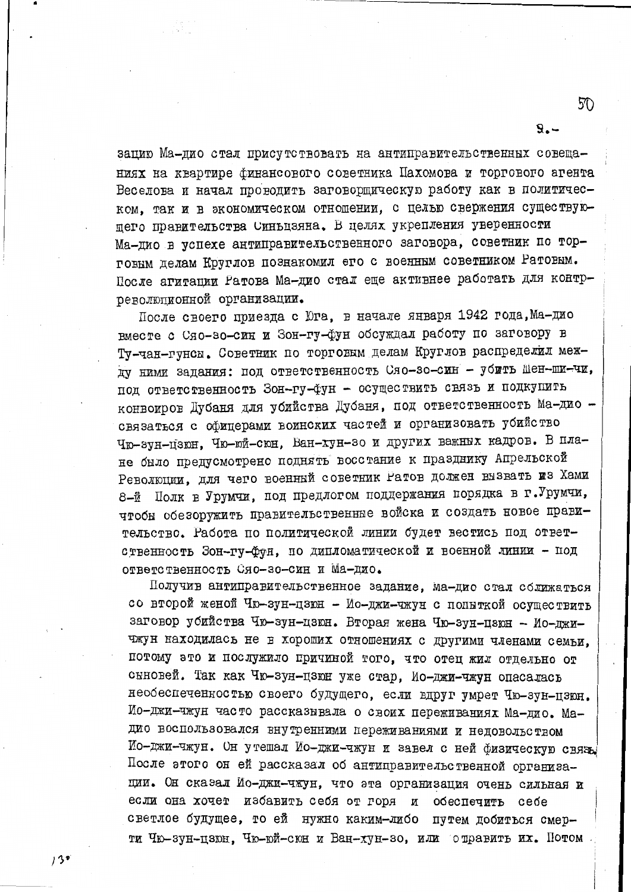зацию Ма-дио стал присутствовать на антиправительственных совещаниях на квартире финансового советника Пахомова и торгового агента Веселова и начал проводить заговорщическую работу как в политическом, так и в экономическом отношении, с целью свержения существующего правительства Синьцзяна. В целях укрепления уверенности Ма-дио в успехе антиправительственного заговора, советник по торговым делам Круглов познакомил его с военным советником Ратовым. После агитации Ратова Ма-дио стал еще активнее работать для контрреволюционной организации.

После своего приезда с Юга, в начале января 1942 года, Ма-дио вместе с Сяо-зо-син и Зон-гу-фун обсуждал работу по заговору в Ту-чан-гунсы. Советник по торговым делам Круглов распределил между ними задания: под ответственность Сяо-зо-син – убить Шен-ши-чи, под ответственность Зон-гу-фун – осуществить связь и подкупить конвоиров Дубаня для убийства Дубаня, под ответственность Ма-дио – связаться с офицерами воинских частей и организовать убийство Чю-зун-цзюн, Чю-юй-сюн, Ван-хун-зо и других важных кадров. В плане было предусмотрено поднять восстание к празднику Апрельской Революции, для чего военный советник Ратов должен вызвать из Хами 8-й Полк в Урумчи, под предлогом поддержания порядка в г.Урумчи, чтобы обезоружить правительственные войска и создать новое правительство. Работа по политической линии будет вестись под ответственность Зон-гу-фун, по дипломатической и военной линии – под ответственность Сяо-зо-син и Ма-дио.

Получив антиправительственное задание, Ма-дио стал сближаться со второй женой Чю-зун-цзюн – Ио-джи-чжун с попыткой осуществить заговор убийства Чю-зун-цзюн. Вторая жена Чю-зун-цзюн – Ио-джи-чжун находилась не в хороших отношениях с другими членами семьи, потому это и послужило причиной того, что отец жил отдельно от сыновей. Так как Чю-зун-цзюн уже стар, Ио-джи-чжун опасалась необеспеченностью своего будущего, если вдруг умрет Чю-зун-цзюн. Ио-джи-чжун часто рассказывала о своих переживаниях Ма-дио. Ма-дио воспользовался внутренними переживаниями и недовольством Ио-джи-чжун. Он утешал Ио-джи-чжун и завел с ней физическую связь. После этого он ей рассказал об антиправительственной организации. Он сказал Ио-джи-чжун, что эта организация очень сильная и если она хочет избавить себя от горя и обеспечить себе светлое будущее, то ей нужно каким-либо путем добиться смерти Чю-зун-цзюн, Чю-юй-сюн и Ван-хун-зо, или отравить их. Потом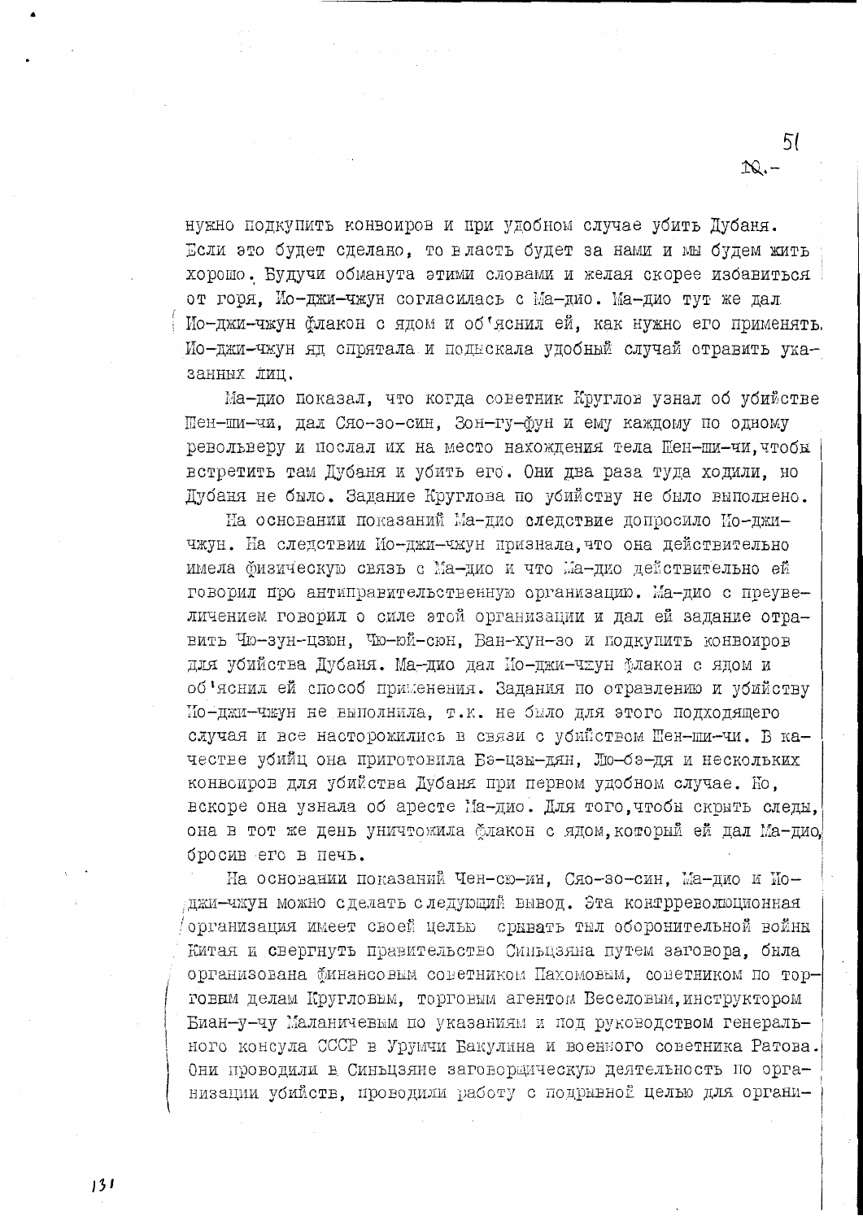нужно подкупить конвоиров и при удобном случае убить Дубаня. Если это будет сделано, то власть будет за нами и мы будем жить хорошо. Будучи обманута этими словами и желая скорее избавиться от горя, Ио-джи-чжун согласилась с Ма-дио. Ма-дио тут же дал Ио-джи-чжун флакон с ядом и об'яснил ей, как нужно его применять. Ио-джи-чжун яд спрятала и подыскала удобный случай отравить указанных лиц.

Ма-дио показал, что когда советник Круглов узнал об убийстве Шен-ши-чи, дал Сяо-зо-син, Зон-гу-фун и ему каждому по одному револьверу и послал их на место нахождения тела Шен-ши-чи, чтобы встретить там Дубаня и убить его. Они два раза туда ходили, но Дубаня не было. Задание Круглова по убийству не было выполнено.

На основании показаний Ма-дио следствие допросило Ио-джи-чжун. На следствии Ио-джи-чжун признала, что она действительно имела физическую связь с Ма-дио и что Ма-дио действительно ей говорил про антиправительственную организацию. Ма-дио с преувеличением говорил о силе этой организации и дал ей задание отравить Чю-зун-цзюн, Чю-юй-сюн, Ван-хун-зо и подкупить конвоиров для убийства Дубаня. Ма-дио дал Ио-джи-чжун флакон с ядом и об'яснил ей способ применения. Задания по отравлению и убийству Ио-джи-чжун не выполнила, т.к. не было для этого подходящего случая и все насторожились в связи с убийством Шен-ши-чи. В качестве убийц она приготовила Бэ-цзы-дян, Лю-бэ-дя и нескольких конвоиров для убийства Дубаня при первом удобном случае. Но, вскоре она узнала об аресте Ма-дио. Для того, чтобы скрыть следы, она в тот же день уничтожила флакон с ядом, который ей дал Ма-дио, бросив его в печь.

На основании показаний Чен-сю-ин, Сяо-зо-син, Ма-дио и Ио-джи-чжун можно сделать следующий вывод. Эта контрреволюционная организация имеет своей целью срывать тыл оборонительной войны Китая и свергнуть правительство Синьцзяна путем заговора, была организована финансовым советником Пахомовым, советником по торговым делам Кругловым, торговым агентом Веселовым, инструктором Биан-у-чу Маланичевым по указаниям и под руководством генерального консула СССР в Урумчи Бакулина и военного советника Ратова. Они проводили в Синьцзяне заговорщическую деятельность по организации убийств, проводили работу с подрывной целью для органи-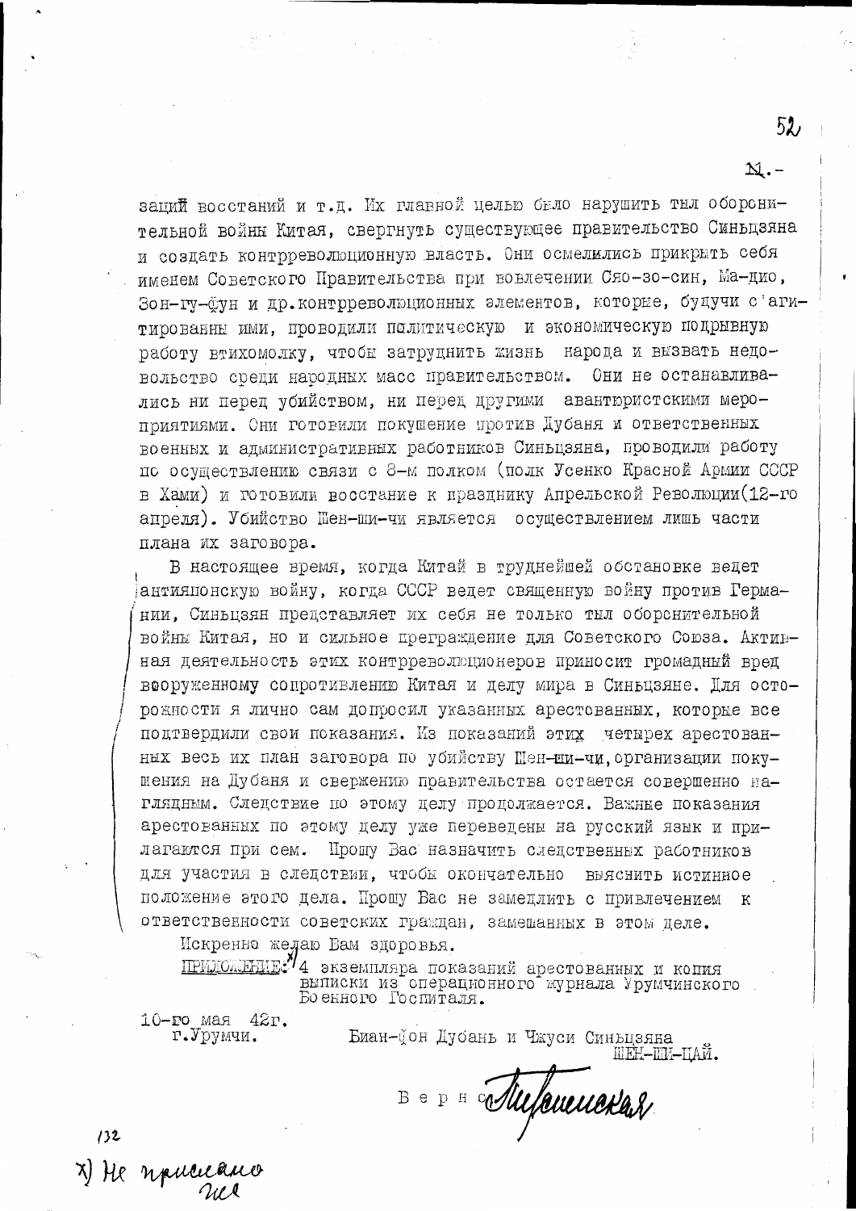ций восстаний и т.д. Их главной целью было нарушить тыл оборонительной войны Китая, свергнуть существующее правительство Синьцзяна и создать контрреволюционную власть. Они осмелились прикрыть себя именем Советского Правительства при вовлечении Сяо-зо-син, Ма-дио, Зон-гу-фун и др. контрреволюционных элементов, которые, будучи с'агитированны ими, проводили политическую и экономическую подрывную работу втихомолку, чтобы затруднить жизнь народа и вызвать недовольство среди народных масс правительством. Они не останавливались ни перед убийством, ни перед другими авантюристскими мероприятиями. Они готовили покушение против Дубаня и ответственных военных и административных работников Синьцзяна, проводили работу по осуществлению связи с 8-м полком (полк Усенко Красной Армии СССР в Хами) и готовили восстание к празднику Апрельской Революции (12-го апреля). Убийство Шен-ши-чи является осуществлением лишь части плана их заговора.

В настоящее время, когда Китай в труднейшей обстановке ведет антияпонскую войну, когда СССР ведет священную войну против Германии, Синьцзян представляет их себя не только тыл оборонительной войны Китая, но и сильное преграждение для Советского Союза. Активная деятельность этих контрреволюционеров приносит громадный вред вооруженному сопротивлению Китая и делу мира в Синьцзяне. Для осторожности я лично сам допросил указанных арестованных, которые все подтвердили свои показания. Из показаний этих четырех арестованных весь их план заговора по убийству Шен-ши-чи, организации покушения на Дубаня и свержению правительства остается совершенно наглядным. Следствие по этому делу продолжается. Важные показания арестованных по этому делу уже переведены на русский язык и прилагаются при сем. Прошу Вас назначить следственных работников для участия в следствии, чтобы окончательно выяснить истинное положение этого дела. Прошу Вас не замедлить с привлечением к ответственности советских граждан, замешанных в этом деле.

Искренно желаю Вам здоровья.

ПРИЛОЖЕНИЕ:[x] 4 экземпляра показаний арестованных и копия выписки из операционного журнала Урумчинского Военного Госпиталя.

10-го мая 42г.
г.Урумчи.

Биан-фон Дубань и Чжуси Синьцзяна
ШЕН-ШИ-ЦАЙ.

Верно: *[подпись]*

132

x) Не прислано *[рукописная пометка]*